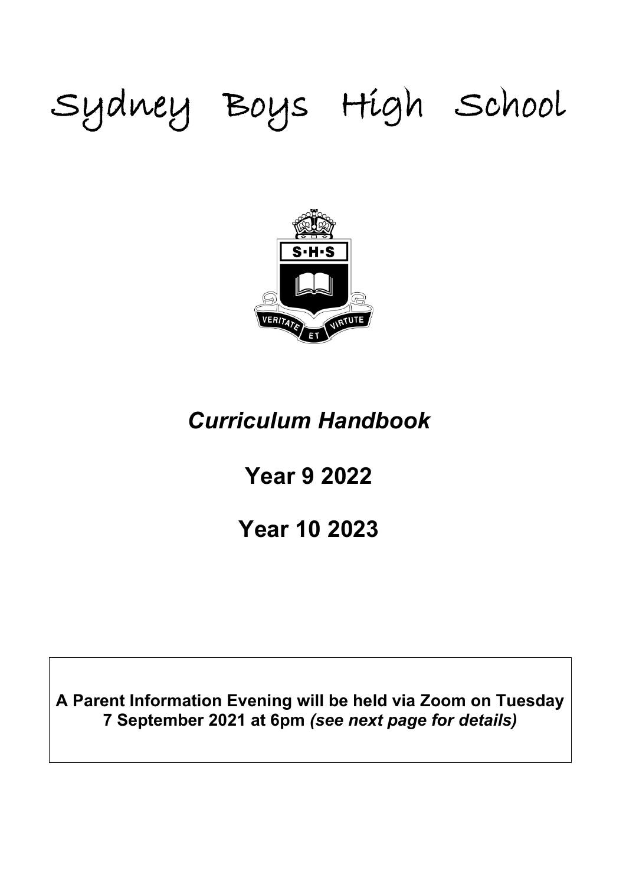# Sydney Boys High School

S·H·S

VERITATE ET VIRTUTE

## *Curriculum Handbook*

## Year 9 2022

## Year 10 2023

**A Parent Information Evening will be held via Zoom on Tuesday 7 September 2021 at 6pm *(see next page for details)***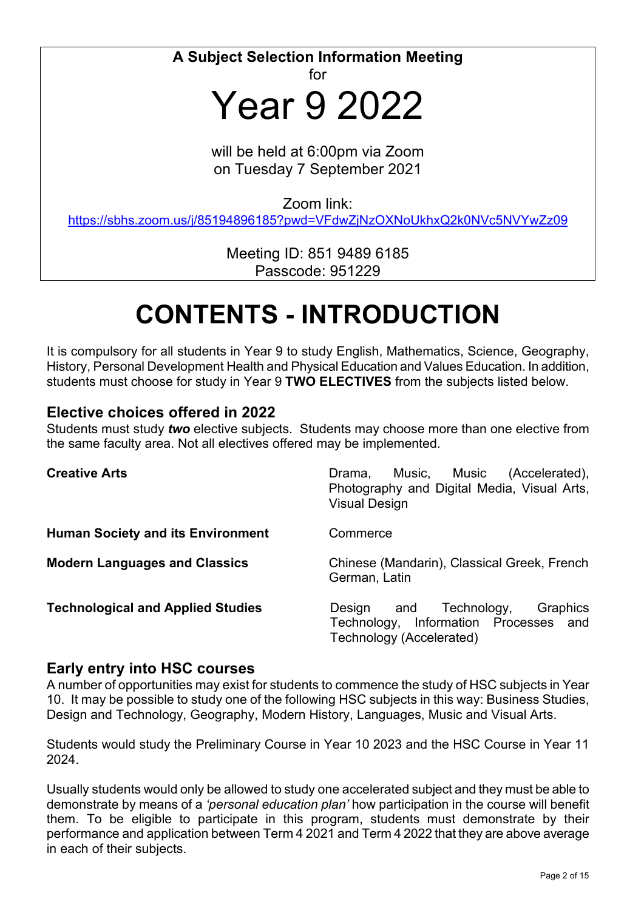**A Subject Selection Information Meeting**

for

# Year 9 2022

will be held at 6:00pm via Zoom
on Tuesday 7 September 2021

Zoom link:
https://sbhs.zoom.us/j/85194896185?pwd=VFdwZjNzOXNoUkhxQ2k0NVc5NVYwZz09

Meeting ID: 851 9489 6185
Passcode: 951229

# CONTENTS - INTRODUCTION

It is compulsory for all students in Year 9 to study English, Mathematics, Science, Geography, History, Personal Development Health and Physical Education and Values Education. In addition, students must choose for study in Year 9 **TWO ELECTIVES** from the subjects listed below.

## Elective choices offered in 2022

Students must study ***two*** elective subjects. Students may choose more than one elective from the same faculty area. Not all electives offered may be implemented.

| | |
|---|---|
| **Creative Arts** | Drama, Music, Music (Accelerated), Photography and Digital Media, Visual Arts, Visual Design |
| **Human Society and its Environment** | Commerce |
| **Modern Languages and Classics** | Chinese (Mandarin), Classical Greek, French German, Latin |
| **Technological and Applied Studies** | Design and Technology, Graphics Technology, Information Processes and Technology (Accelerated) |

## Early entry into HSC courses

A number of opportunities may exist for students to commence the study of HSC subjects in Year 10. It may be possible to study one of the following HSC subjects in this way: Business Studies, Design and Technology, Geography, Modern History, Languages, Music and Visual Arts.

Students would study the Preliminary Course in Year 10 2023 and the HSC Course in Year 11 2024.

Usually students would only be allowed to study one accelerated subject and they must be able to demonstrate by means of a *'personal education plan'* how participation in the course will benefit them. To be eligible to participate in this program, students must demonstrate by their performance and application between Term 4 2021 and Term 4 2022 that they are above average in each of their subjects.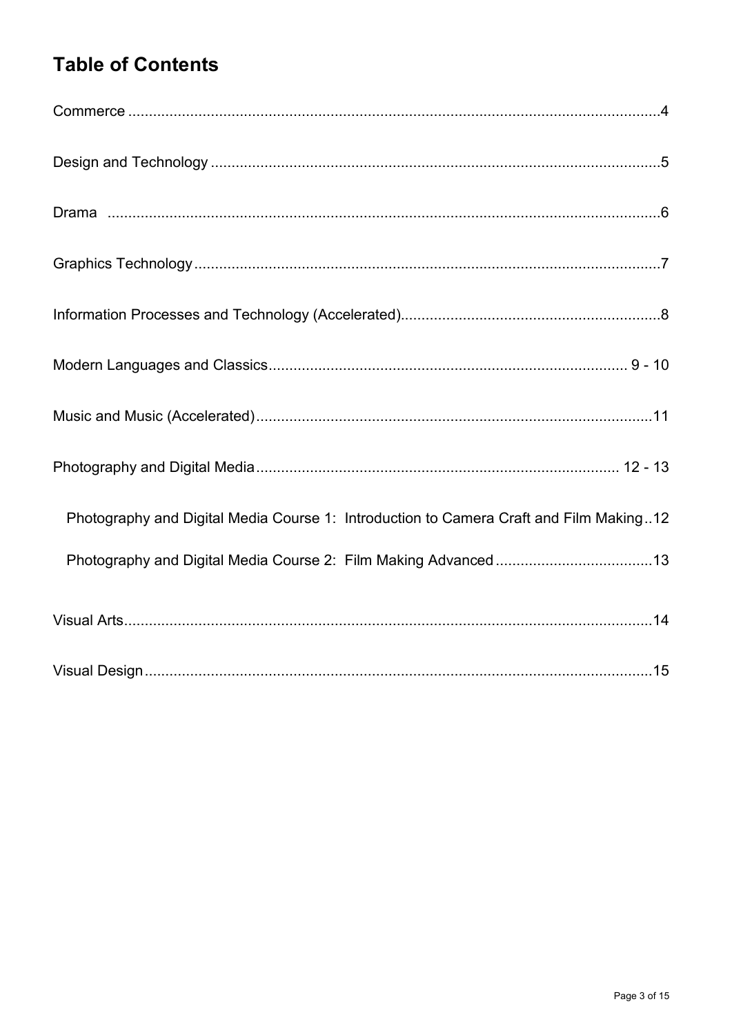## Table of Contents

Commerce ....................................................................................................................4

Design and Technology ...............................................................................................5

Drama .........................................................................................................................6

Graphics Technology ...................................................................................................7

Information Processes and Technology (Accelerated)...................................................8

Modern Languages and Classics ............................................................................ 9 - 10

Music and Music (Accelerated) ...................................................................................11

Photography and Digital Media ............................................................................ 12 - 13

- Photography and Digital Media Course 1: Introduction to Camera Craft and Film Making..12
- Photography and Digital Media Course 2: Film Making Advanced ....................................13

Visual Arts ..................................................................................................................14

Visual Design .............................................................................................................15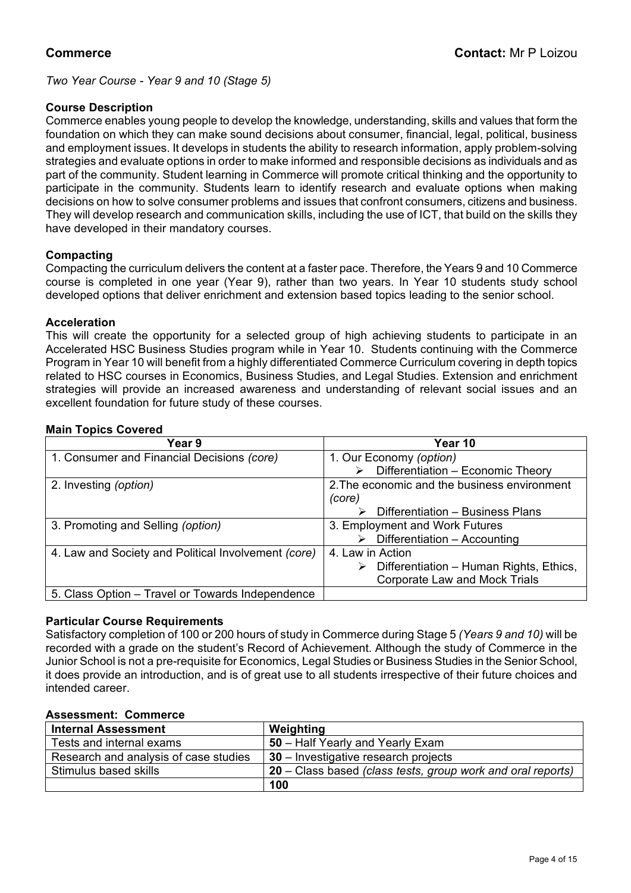## Commerce

**Contact:** Mr P Loizou

*Two Year Course - Year 9 and 10 (Stage 5)*

### Course Description

Commerce enables young people to develop the knowledge, understanding, skills and values that form the foundation on which they can make sound decisions about consumer, financial, legal, political, business and employment issues. It develops in students the ability to research information, apply problem-solving strategies and evaluate options in order to make informed and responsible decisions as individuals and as part of the community. Student learning in Commerce will promote critical thinking and the opportunity to participate in the community. Students learn to identify research and evaluate options when making decisions on how to solve consumer problems and issues that confront consumers, citizens and business. They will develop research and communication skills, including the use of ICT, that build on the skills they have developed in their mandatory courses.

### Compacting

Compacting the curriculum delivers the content at a faster pace. Therefore, the Years 9 and 10 Commerce course is completed in one year (Year 9), rather than two years. In Year 10 students study school developed options that deliver enrichment and extension based topics leading to the senior school.

### Acceleration

This will create the opportunity for a selected group of high achieving students to participate in an Accelerated HSC Business Studies program while in Year 10. Students continuing with the Commerce Program in Year 10 will benefit from a highly differentiated Commerce Curriculum covering in depth topics related to HSC courses in Economics, Business Studies, and Legal Studies. Extension and enrichment strategies will provide an increased awareness and understanding of relevant social issues and an excellent foundation for future study of these courses.

### Main Topics Covered

| Year 9 | Year 10 |
|---|---|
| 1. Consumer and Financial Decisions *(core)* | 1. Our Economy *(option)*<br>➢ Differentiation – Economic Theory |
| 2. Investing *(option)* | 2. The economic and the business environment *(core)*<br>➢ Differentiation – Business Plans |
| 3. Promoting and Selling *(option)* | 3. Employment and Work Futures<br>➢ Differentiation – Accounting |
| 4. Law and Society and Political Involvement *(core)* | 4. Law in Action<br>➢ Differentiation – Human Rights, Ethics, Corporate Law and Mock Trials |
| 5. Class Option – Travel or Towards Independence | |

### Particular Course Requirements

Satisfactory completion of 100 or 200 hours of study in Commerce during Stage 5 *(Years 9 and 10)* will be recorded with a grade on the student's Record of Achievement. Although the study of Commerce in the Junior School is not a pre-requisite for Economics, Legal Studies or Business Studies in the Senior School, it does provide an introduction, and is of great use to all students irrespective of their future choices and intended career.

### Assessment: Commerce

| Internal Assessment | Weighting |
|---|---|
| Tests and internal exams | **50** – Half Yearly and Yearly Exam |
| Research and analysis of case studies | **30** – Investigative research projects |
| Stimulus based skills | **20** – Class based *(class tests, group work and oral reports)* |
| | **100** |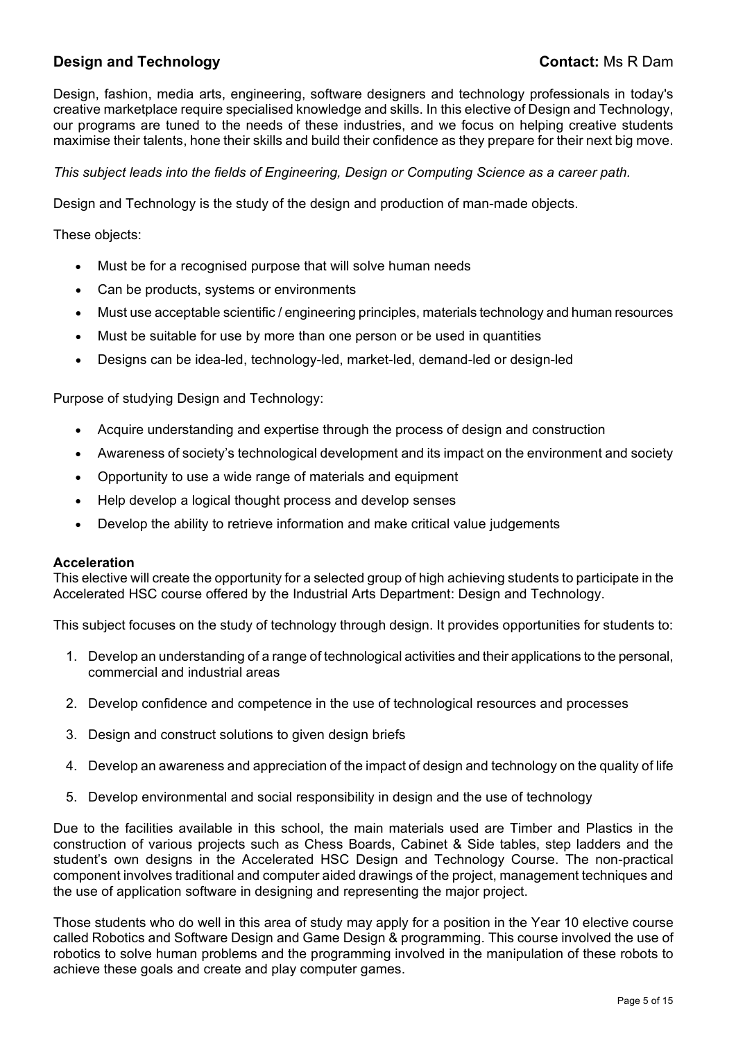## Design and Technology

**Contact:** Ms R Dam

Design, fashion, media arts, engineering, software designers and technology professionals in today's creative marketplace require specialised knowledge and skills. In this elective of Design and Technology, our programs are tuned to the needs of these industries, and we focus on helping creative students maximise their talents, hone their skills and build their confidence as they prepare for their next big move.

*This subject leads into the fields of Engineering, Design or Computing Science as a career path.*

Design and Technology is the study of the design and production of man-made objects.

These objects:

- Must be for a recognised purpose that will solve human needs
- Can be products, systems or environments
- Must use acceptable scientific / engineering principles, materials technology and human resources
- Must be suitable for use by more than one person or be used in quantities
- Designs can be idea-led, technology-led, market-led, demand-led or design-led

Purpose of studying Design and Technology:

- Acquire understanding and expertise through the process of design and construction
- Awareness of society's technological development and its impact on the environment and society
- Opportunity to use a wide range of materials and equipment
- Help develop a logical thought process and develop senses
- Develop the ability to retrieve information and make critical value judgements

**Acceleration**

This elective will create the opportunity for a selected group of high achieving students to participate in the Accelerated HSC course offered by the Industrial Arts Department: Design and Technology.

This subject focuses on the study of technology through design. It provides opportunities for students to:

1. Develop an understanding of a range of technological activities and their applications to the personal, commercial and industrial areas
2. Develop confidence and competence in the use of technological resources and processes
3. Design and construct solutions to given design briefs
4. Develop an awareness and appreciation of the impact of design and technology on the quality of life
5. Develop environmental and social responsibility in design and the use of technology

Due to the facilities available in this school, the main materials used are Timber and Plastics in the construction of various projects such as Chess Boards, Cabinet & Side tables, step ladders and the student's own designs in the Accelerated HSC Design and Technology Course. The non-practical component involves traditional and computer aided drawings of the project, management techniques and the use of application software in designing and representing the major project.

Those students who do well in this area of study may apply for a position in the Year 10 elective course called Robotics and Software Design and Game Design & programming. This course involved the use of robotics to solve human problems and the programming involved in the manipulation of these robots to achieve these goals and create and play computer games.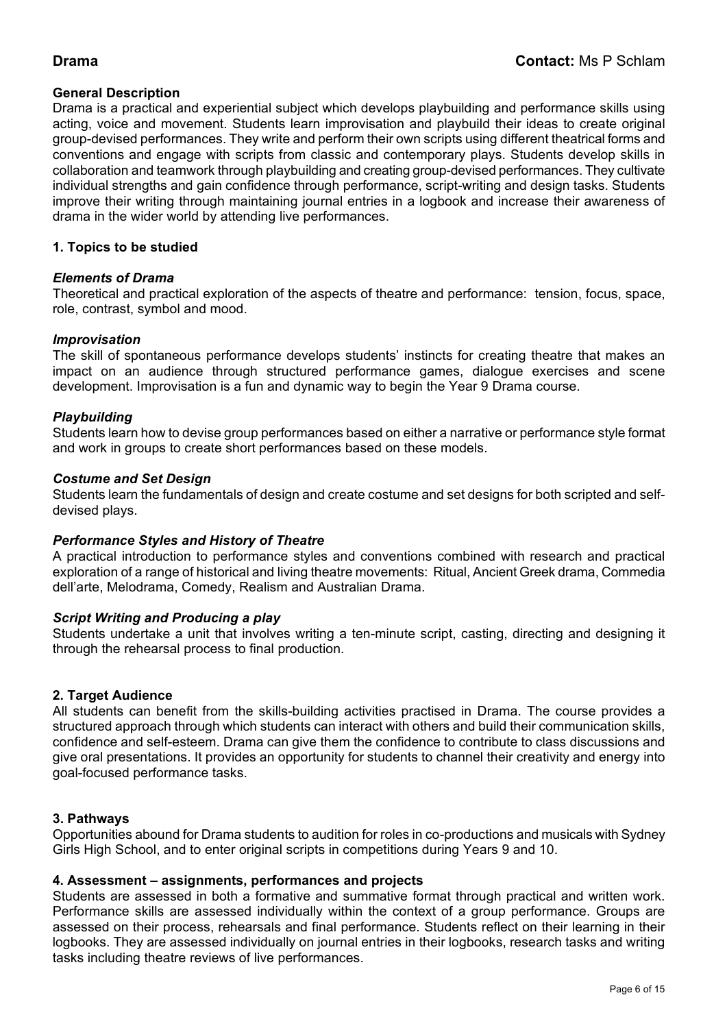# Drama

**Contact:** Ms P Schlam

**General Description**

Drama is a practical and experiential subject which develops playbuilding and performance skills using acting, voice and movement. Students learn improvisation and playbuild their ideas to create original group-devised performances. They write and perform their own scripts using different theatrical forms and conventions and engage with scripts from classic and contemporary plays. Students develop skills in collaboration and teamwork through playbuilding and creating group-devised performances. They cultivate individual strengths and gain confidence through performance, script-writing and design tasks. Students improve their writing through maintaining journal entries in a logbook and increase their awareness of drama in the wider world by attending live performances.

## 1. Topics to be studied

***Elements of Drama***

Theoretical and practical exploration of the aspects of theatre and performance: tension, focus, space, role, contrast, symbol and mood.

***Improvisation***

The skill of spontaneous performance develops students' instincts for creating theatre that makes an impact on an audience through structured performance games, dialogue exercises and scene development. Improvisation is a fun and dynamic way to begin the Year 9 Drama course.

***Playbuilding***

Students learn how to devise group performances based on either a narrative or performance style format and work in groups to create short performances based on these models.

***Costume and Set Design***

Students learn the fundamentals of design and create costume and set designs for both scripted and self-devised plays.

***Performance Styles and History of Theatre***

A practical introduction to performance styles and conventions combined with research and practical exploration of a range of historical and living theatre movements: Ritual, Ancient Greek drama, Commedia dell'arte, Melodrama, Comedy, Realism and Australian Drama.

***Script Writing and Producing a play***

Students undertake a unit that involves writing a ten-minute script, casting, directing and designing it through the rehearsal process to final production.

## 2. Target Audience

All students can benefit from the skills-building activities practised in Drama. The course provides a structured approach through which students can interact with others and build their communication skills, confidence and self-esteem. Drama can give them the confidence to contribute to class discussions and give oral presentations. It provides an opportunity for students to channel their creativity and energy into goal-focused performance tasks.

## 3. Pathways

Opportunities abound for Drama students to audition for roles in co-productions and musicals with Sydney Girls High School, and to enter original scripts in competitions during Years 9 and 10.

## 4. Assessment – assignments, performances and projects

Students are assessed in both a formative and summative format through practical and written work. Performance skills are assessed individually within the context of a group performance. Groups are assessed on their process, rehearsals and final performance. Students reflect on their learning in their logbooks. They are assessed individually on journal entries in their logbooks, research tasks and writing tasks including theatre reviews of live performances.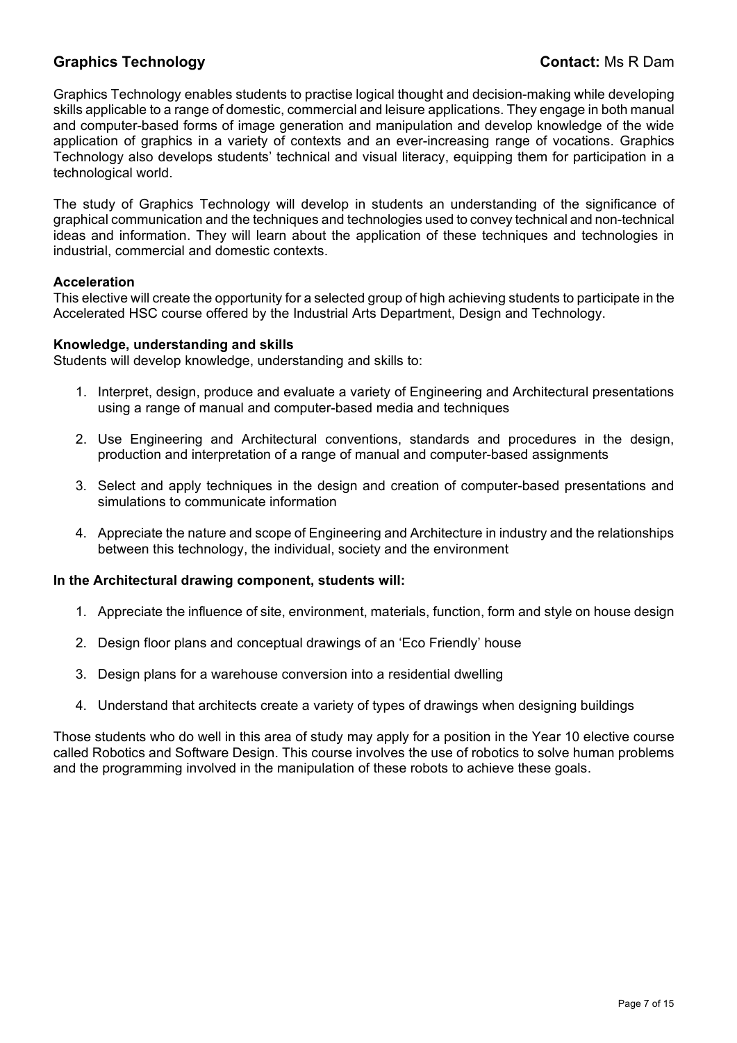## Graphics Technology

**Contact:** Ms R Dam

Graphics Technology enables students to practise logical thought and decision-making while developing skills applicable to a range of domestic, commercial and leisure applications. They engage in both manual and computer-based forms of image generation and manipulation and develop knowledge of the wide application of graphics in a variety of contexts and an ever-increasing range of vocations. Graphics Technology also develops students' technical and visual literacy, equipping them for participation in a technological world.

The study of Graphics Technology will develop in students an understanding of the significance of graphical communication and the techniques and technologies used to convey technical and non-technical ideas and information. They will learn about the application of these techniques and technologies in industrial, commercial and domestic contexts.

**Acceleration**

This elective will create the opportunity for a selected group of high achieving students to participate in the Accelerated HSC course offered by the Industrial Arts Department, Design and Technology.

**Knowledge, understanding and skills**

Students will develop knowledge, understanding and skills to:

1. Interpret, design, produce and evaluate a variety of Engineering and Architectural presentations using a range of manual and computer-based media and techniques
2. Use Engineering and Architectural conventions, standards and procedures in the design, production and interpretation of a range of manual and computer-based assignments
3. Select and apply techniques in the design and creation of computer-based presentations and simulations to communicate information
4. Appreciate the nature and scope of Engineering and Architecture in industry and the relationships between this technology, the individual, society and the environment

**In the Architectural drawing component, students will:**

1. Appreciate the influence of site, environment, materials, function, form and style on house design
2. Design floor plans and conceptual drawings of an 'Eco Friendly' house
3. Design plans for a warehouse conversion into a residential dwelling
4. Understand that architects create a variety of types of drawings when designing buildings

Those students who do well in this area of study may apply for a position in the Year 10 elective course called Robotics and Software Design. This course involves the use of robotics to solve human problems and the programming involved in the manipulation of these robots to achieve these goals.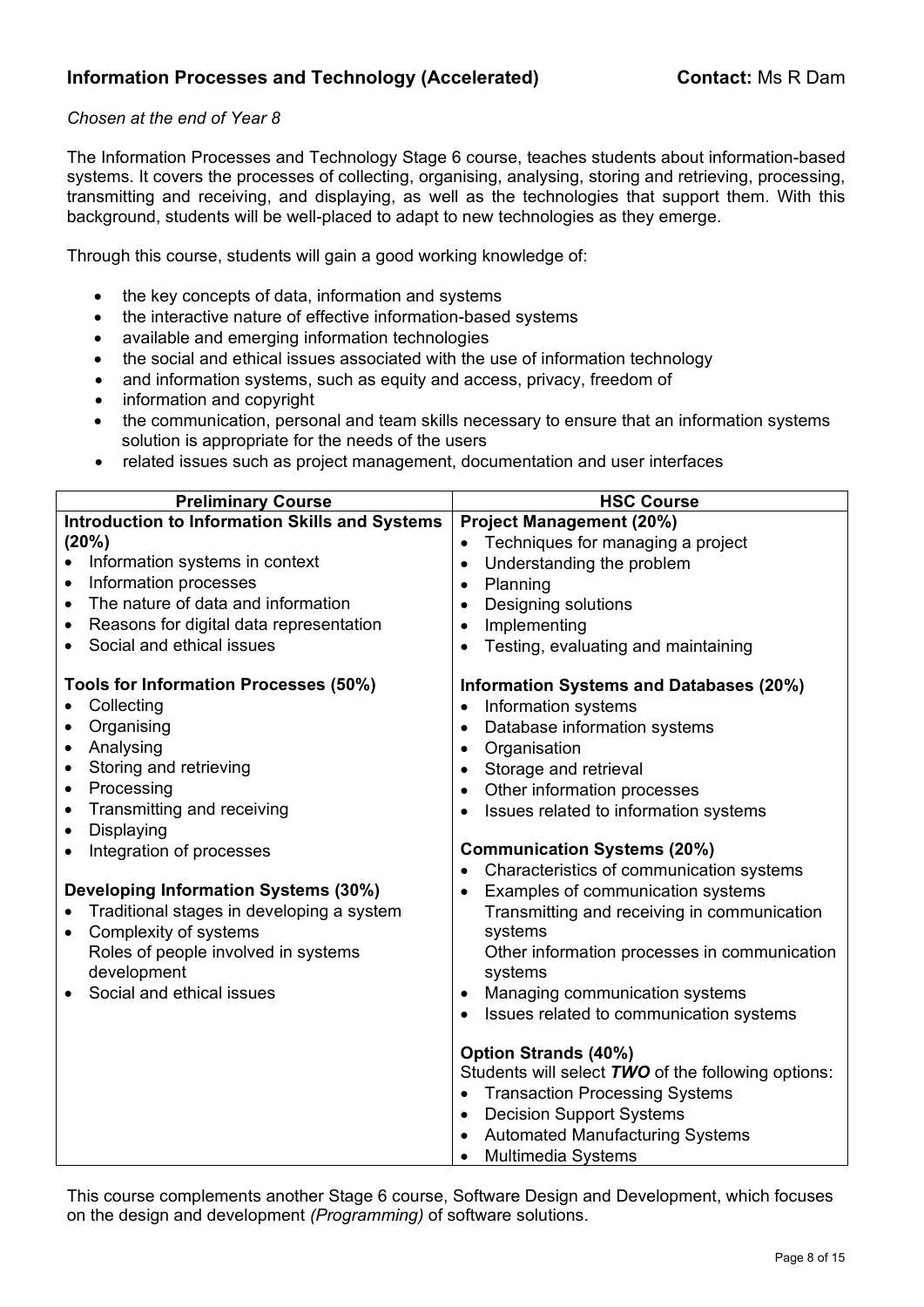## Information Processes and Technology (Accelerated) **Contact:** Ms R Dam

*Chosen at the end of Year 8*

The Information Processes and Technology Stage 6 course, teaches students about information-based systems. It covers the processes of collecting, organising, analysing, storing and retrieving, processing, transmitting and receiving, and displaying, as well as the technologies that support them. With this background, students will be well-placed to adapt to new technologies as they emerge.

Through this course, students will gain a good working knowledge of:

- the key concepts of data, information and systems
- the interactive nature of effective information-based systems
- available and emerging information technologies
- the social and ethical issues associated with the use of information technology
- and information systems, such as equity and access, privacy, freedom of
- information and copyright
- the communication, personal and team skills necessary to ensure that an information systems solution is appropriate for the needs of the users
- related issues such as project management, documentation and user interfaces

| Preliminary Course | HSC Course |
|---|---|
| **Introduction to Information Skills and Systems (20%)**<br>• Information systems in context<br>• Information processes<br>• The nature of data and information<br>• Reasons for digital data representation<br>• Social and ethical issues<br><br>**Tools for Information Processes (50%)**<br>• Collecting<br>• Organising<br>• Analysing<br>• Storing and retrieving<br>• Processing<br>• Transmitting and receiving<br>• Displaying<br>• Integration of processes<br><br>**Developing Information Systems (30%)**<br>• Traditional stages in developing a system<br>• Complexity of systems<br>Roles of people involved in systems development<br>• Social and ethical issues | **Project Management (20%)**<br>• Techniques for managing a project<br>• Understanding the problem<br>• Planning<br>• Designing solutions<br>• Implementing<br>• Testing, evaluating and maintaining<br><br>**Information Systems and Databases (20%)**<br>• Information systems<br>• Database information systems<br>• Organisation<br>• Storage and retrieval<br>• Other information processes<br>• Issues related to information systems<br><br>**Communication Systems (20%)**<br>• Characteristics of communication systems<br>• Examples of communication systems<br>Transmitting and receiving in communication systems<br>Other information processes in communication systems<br>• Managing communication systems<br>• Issues related to communication systems<br><br>**Option Strands (40%)**<br>Students will select ***TWO*** of the following options:<br>• Transaction Processing Systems<br>• Decision Support Systems<br>• Automated Manufacturing Systems<br>• Multimedia Systems |

This course complements another Stage 6 course, Software Design and Development, which focuses on the design and development *(Programming)* of software solutions.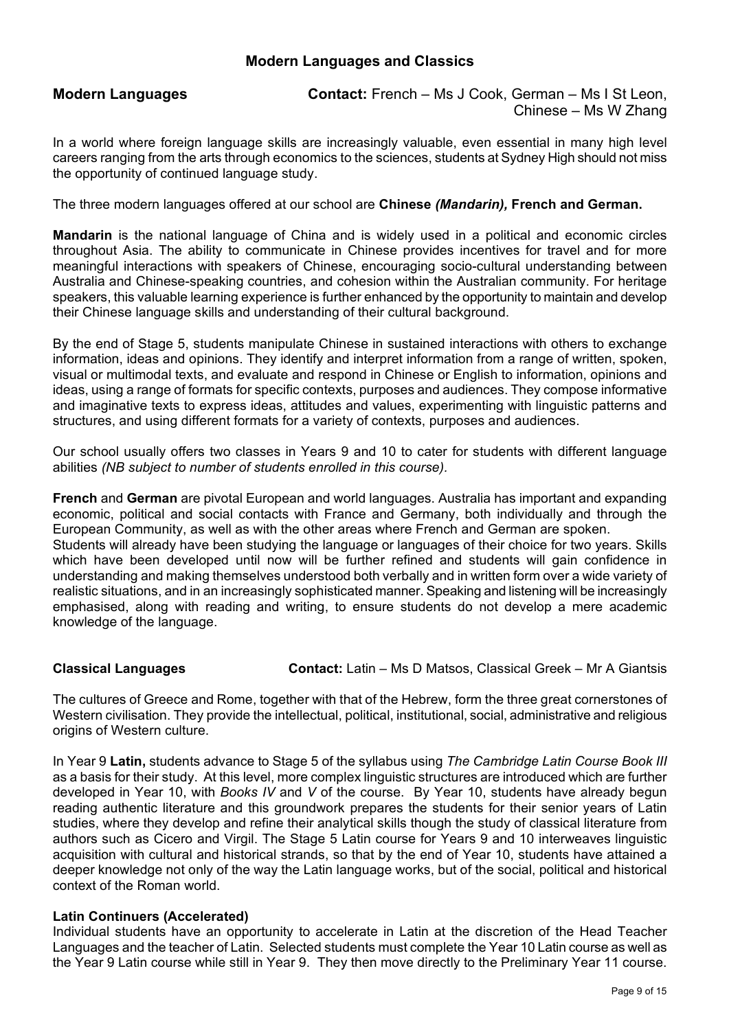## Modern Languages and Classics

### Modern Languages

**Contact:** French – Ms J Cook, German – Ms I St Leon, Chinese – Ms W Zhang

In a world where foreign language skills are increasingly valuable, even essential in many high level careers ranging from the arts through economics to the sciences, students at Sydney High should not miss the opportunity of continued language study.

The three modern languages offered at our school are **Chinese *(Mandarin),* French and German.**

**Mandarin** is the national language of China and is widely used in a political and economic circles throughout Asia. The ability to communicate in Chinese provides incentives for travel and for more meaningful interactions with speakers of Chinese, encouraging socio-cultural understanding between Australia and Chinese-speaking countries, and cohesion within the Australian community. For heritage speakers, this valuable learning experience is further enhanced by the opportunity to maintain and develop their Chinese language skills and understanding of their cultural background.

By the end of Stage 5, students manipulate Chinese in sustained interactions with others to exchange information, ideas and opinions. They identify and interpret information from a range of written, spoken, visual or multimodal texts, and evaluate and respond in Chinese or English to information, opinions and ideas, using a range of formats for specific contexts, purposes and audiences. They compose informative and imaginative texts to express ideas, attitudes and values, experimenting with linguistic patterns and structures, and using different formats for a variety of contexts, purposes and audiences.

Our school usually offers two classes in Years 9 and 10 to cater for students with different language abilities *(NB subject to number of students enrolled in this course).*

**French** and **German** are pivotal European and world languages. Australia has important and expanding economic, political and social contacts with France and Germany, both individually and through the European Community, as well as with the other areas where French and German are spoken.
Students will already have been studying the language or languages of their choice for two years. Skills which have been developed until now will be further refined and students will gain confidence in understanding and making themselves understood both verbally and in written form over a wide variety of realistic situations, and in an increasingly sophisticated manner. Speaking and listening will be increasingly emphasised, along with reading and writing, to ensure students do not develop a mere academic knowledge of the language.

### Classical Languages

**Contact:** Latin – Ms D Matsos, Classical Greek – Mr A Giantsis

The cultures of Greece and Rome, together with that of the Hebrew, form the three great cornerstones of Western civilisation. They provide the intellectual, political, institutional, social, administrative and religious origins of Western culture.

In Year 9 **Latin,** students advance to Stage 5 of the syllabus using *The Cambridge Latin Course Book III* as a basis for their study. At this level, more complex linguistic structures are introduced which are further developed in Year 10, with *Books IV* and *V* of the course. By Year 10, students have already begun reading authentic literature and this groundwork prepares the students for their senior years of Latin studies, where they develop and refine their analytical skills though the study of classical literature from authors such as Cicero and Virgil. The Stage 5 Latin course for Years 9 and 10 interweaves linguistic acquisition with cultural and historical strands, so that by the end of Year 10, students have attained a deeper knowledge not only of the way the Latin language works, but of the social, political and historical context of the Roman world.

#### Latin Continuers (Accelerated)

Individual students have an opportunity to accelerate in Latin at the discretion of the Head Teacher Languages and the teacher of Latin. Selected students must complete the Year 10 Latin course as well as the Year 9 Latin course while still in Year 9. They then move directly to the Preliminary Year 11 course.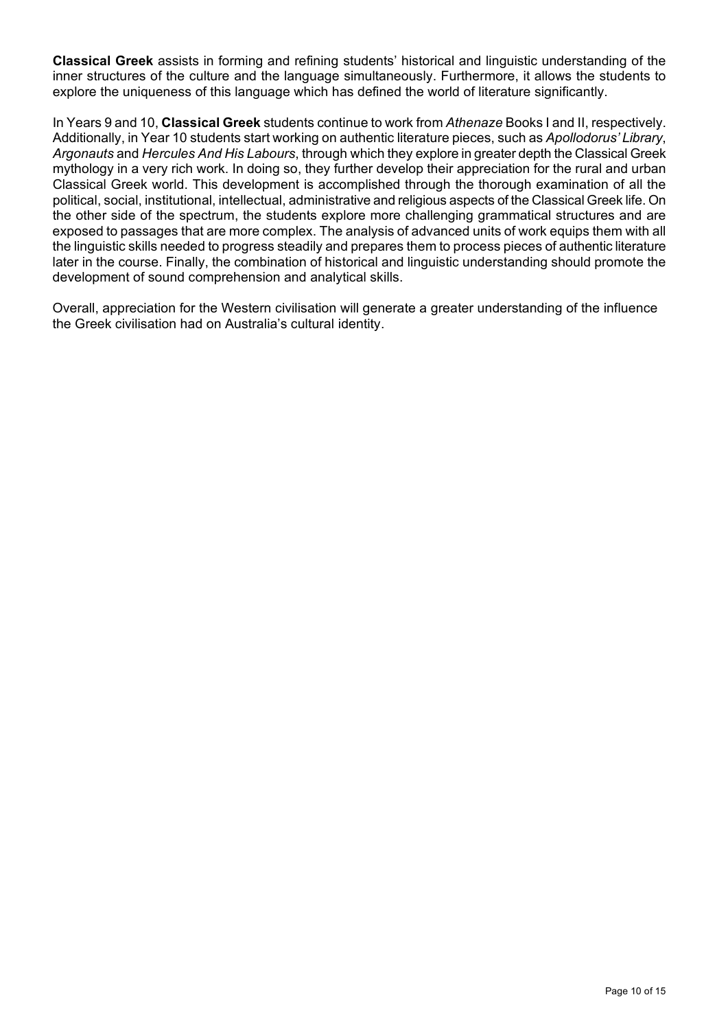**Classical Greek** assists in forming and refining students' historical and linguistic understanding of the inner structures of the culture and the language simultaneously. Furthermore, it allows the students to explore the uniqueness of this language which has defined the world of literature significantly.

In Years 9 and 10, **Classical Greek** students continue to work from *Athenaze* Books I and II, respectively. Additionally, in Year 10 students start working on authentic literature pieces, such as *Apollodorus' Library*, *Argonauts* and *Hercules And His Labours*, through which they explore in greater depth the Classical Greek mythology in a very rich work. In doing so, they further develop their appreciation for the rural and urban Classical Greek world. This development is accomplished through the thorough examination of all the political, social, institutional, intellectual, administrative and religious aspects of the Classical Greek life. On the other side of the spectrum, the students explore more challenging grammatical structures and are exposed to passages that are more complex. The analysis of advanced units of work equips them with all the linguistic skills needed to progress steadily and prepares them to process pieces of authentic literature later in the course. Finally, the combination of historical and linguistic understanding should promote the development of sound comprehension and analytical skills.

Overall, appreciation for the Western civilisation will generate a greater understanding of the influence the Greek civilisation had on Australia's cultural identity.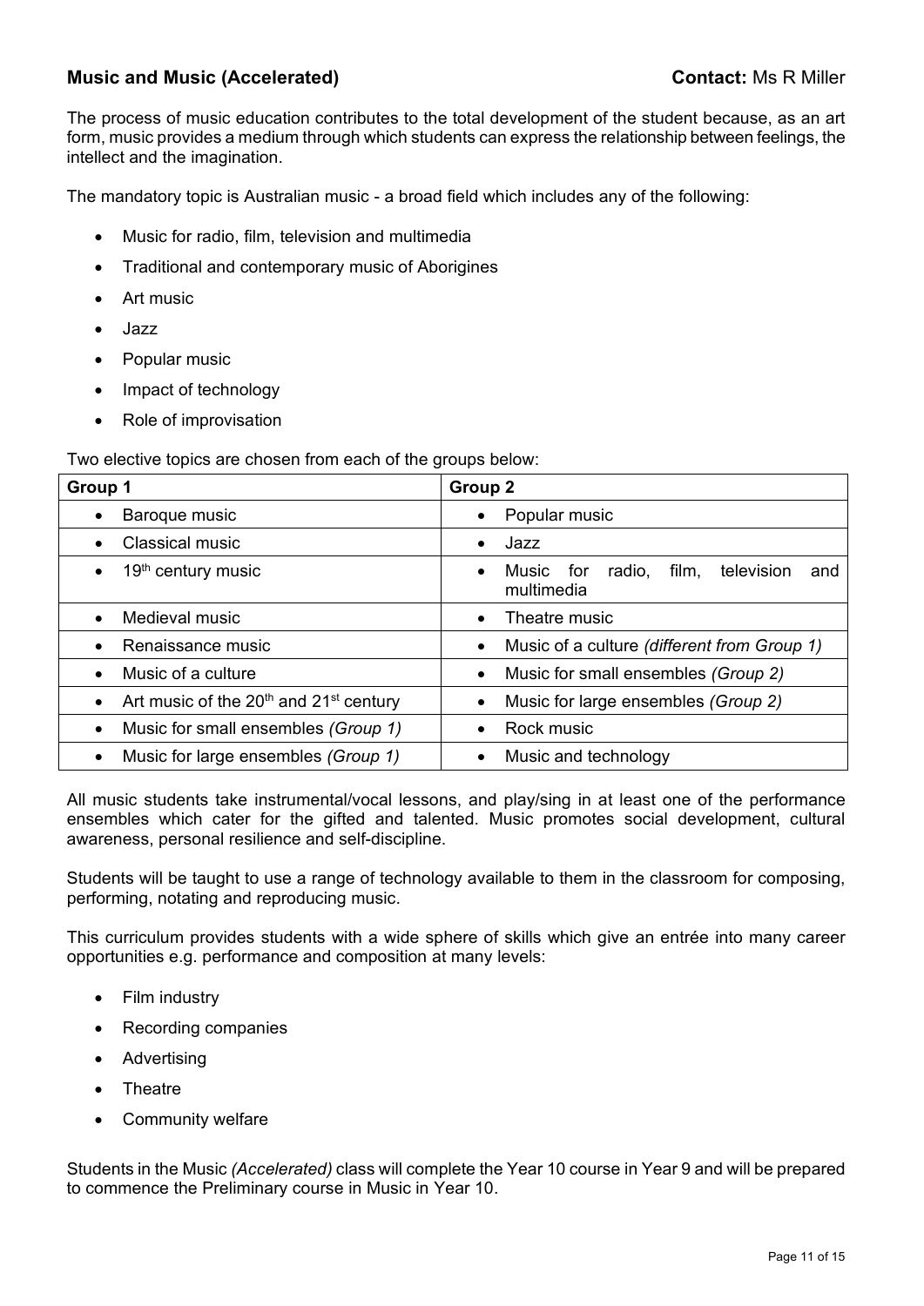## Music and Music (Accelerated)

**Contact:** Ms R Miller

The process of music education contributes to the total development of the student because, as an art form, music provides a medium through which students can express the relationship between feelings, the intellect and the imagination.

The mandatory topic is Australian music - a broad field which includes any of the following:

- Music for radio, film, television and multimedia
- Traditional and contemporary music of Aborigines
- Art music
- Jazz
- Popular music
- Impact of technology
- Role of improvisation

Two elective topics are chosen from each of the groups below:

| Group 1 | Group 2 |
|---|---|
| • Baroque music | • Popular music |
| • Classical music | • Jazz |
| • 19th century music | • Music for radio, film, television and multimedia |
| • Medieval music | • Theatre music |
| • Renaissance music | • Music of a culture *(different from Group 1)* |
| • Music of a culture | • Music for small ensembles *(Group 2)* |
| • Art music of the 20th and 21st century | • Music for large ensembles *(Group 2)* |
| • Music for small ensembles *(Group 1)* | • Rock music |
| • Music for large ensembles *(Group 1)* | • Music and technology |

All music students take instrumental/vocal lessons, and play/sing in at least one of the performance ensembles which cater for the gifted and talented. Music promotes social development, cultural awareness, personal resilience and self-discipline.

Students will be taught to use a range of technology available to them in the classroom for composing, performing, notating and reproducing music.

This curriculum provides students with a wide sphere of skills which give an entrée into many career opportunities e.g. performance and composition at many levels:

- Film industry
- Recording companies
- Advertising
- Theatre
- Community welfare

Students in the Music *(Accelerated)* class will complete the Year 10 course in Year 9 and will be prepared to commence the Preliminary course in Music in Year 10.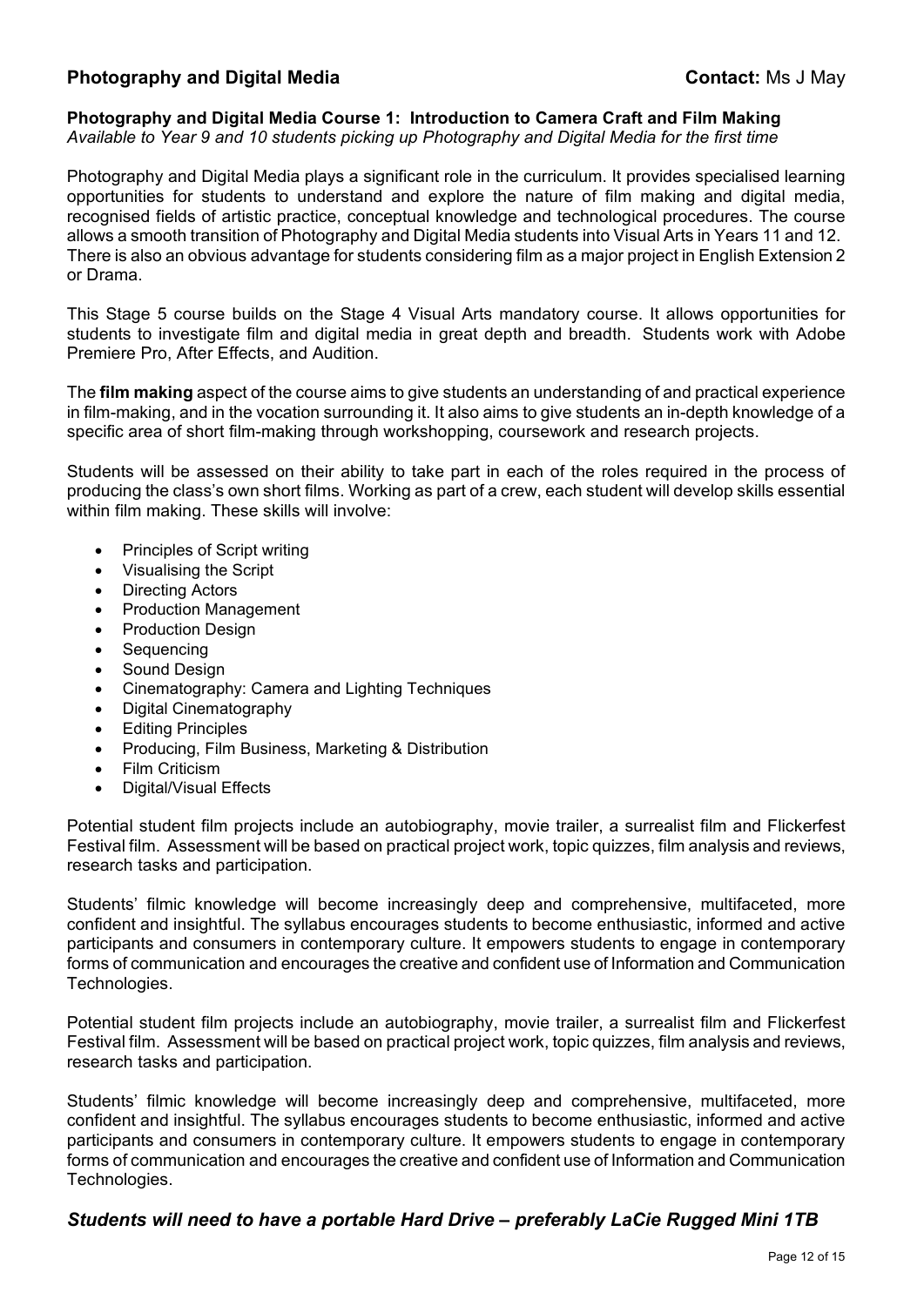## Photography and Digital Media

**Contact:** Ms J May

### Photography and Digital Media Course 1: Introduction to Camera Craft and Film Making

*Available to Year 9 and 10 students picking up Photography and Digital Media for the first time*

Photography and Digital Media plays a significant role in the curriculum. It provides specialised learning opportunities for students to understand and explore the nature of film making and digital media, recognised fields of artistic practice, conceptual knowledge and technological procedures. The course allows a smooth transition of Photography and Digital Media students into Visual Arts in Years 11 and 12. There is also an obvious advantage for students considering film as a major project in English Extension 2 or Drama.

This Stage 5 course builds on the Stage 4 Visual Arts mandatory course. It allows opportunities for students to investigate film and digital media in great depth and breadth. Students work with Adobe Premiere Pro, After Effects, and Audition.

The **film making** aspect of the course aims to give students an understanding of and practical experience in film-making, and in the vocation surrounding it. It also aims to give students an in-depth knowledge of a specific area of short film-making through workshopping, coursework and research projects.

Students will be assessed on their ability to take part in each of the roles required in the process of producing the class's own short films. Working as part of a crew, each student will develop skills essential within film making. These skills will involve:

- Principles of Script writing
- Visualising the Script
- Directing Actors
- Production Management
- Production Design
- Sequencing
- Sound Design
- Cinematography: Camera and Lighting Techniques
- Digital Cinematography
- Editing Principles
- Producing, Film Business, Marketing & Distribution
- Film Criticism
- Digital/Visual Effects

Potential student film projects include an autobiography, movie trailer, a surrealist film and Flickerfest Festival film. Assessment will be based on practical project work, topic quizzes, film analysis and reviews, research tasks and participation.

Students' filmic knowledge will become increasingly deep and comprehensive, multifaceted, more confident and insightful. The syllabus encourages students to become enthusiastic, informed and active participants and consumers in contemporary culture. It empowers students to engage in contemporary forms of communication and encourages the creative and confident use of Information and Communication Technologies.

Potential student film projects include an autobiography, movie trailer, a surrealist film and Flickerfest Festival film. Assessment will be based on practical project work, topic quizzes, film analysis and reviews, research tasks and participation.

Students' filmic knowledge will become increasingly deep and comprehensive, multifaceted, more confident and insightful. The syllabus encourages students to become enthusiastic, informed and active participants and consumers in contemporary culture. It empowers students to engage in contemporary forms of communication and encourages the creative and confident use of Information and Communication Technologies.

***Students will need to have a portable Hard Drive – preferably LaCie Rugged Mini 1TB***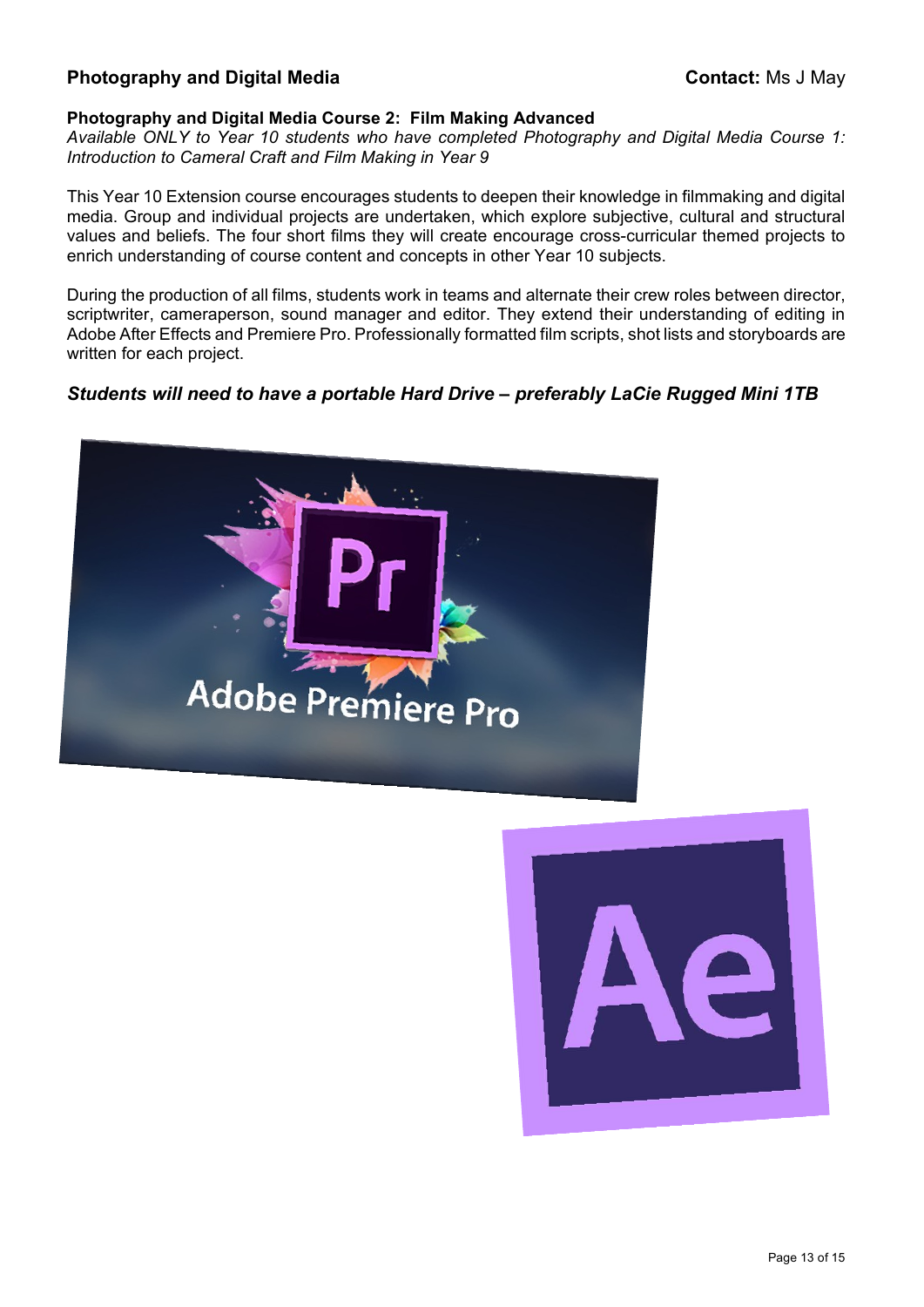## Photography and Digital Media

**Contact:** Ms J May

### Photography and Digital Media Course 2: Film Making Advanced

*Available ONLY to Year 10 students who have completed Photography and Digital Media Course 1: Introduction to Cameral Craft and Film Making in Year 9*

This Year 10 Extension course encourages students to deepen their knowledge in filmmaking and digital media. Group and individual projects are undertaken, which explore subjective, cultural and structural values and beliefs. The four short films they will create encourage cross-curricular themed projects to enrich understanding of course content and concepts in other Year 10 subjects.

During the production of all films, students work in teams and alternate their crew roles between director, scriptwriter, cameraperson, sound manager and editor. They extend their understanding of editing in Adobe After Effects and Premiere Pro. Professionally formatted film scripts, shot lists and storyboards are written for each project.

***Students will need to have a portable Hard Drive – preferably LaCie Rugged Mini 1TB***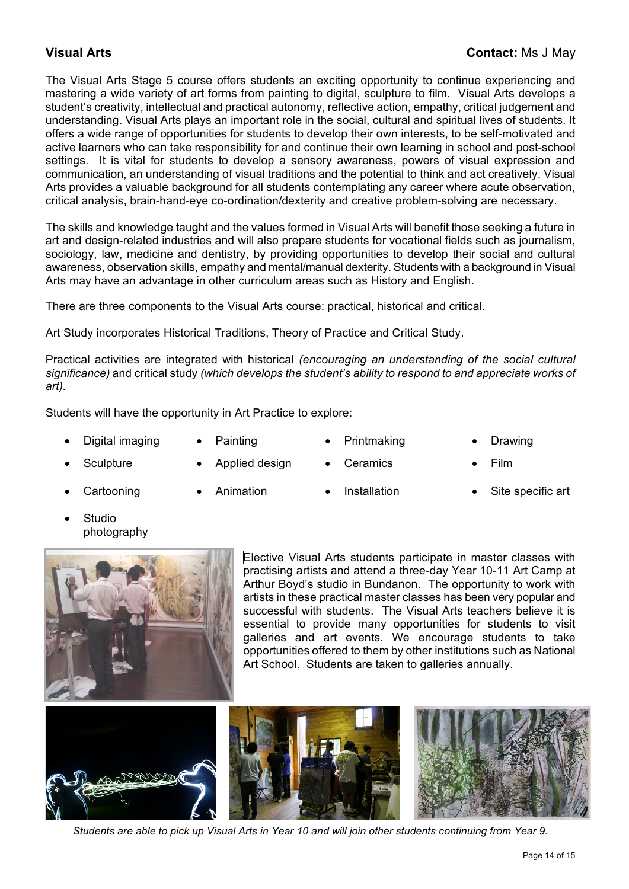## Visual Arts

**Contact:** Ms J May

The Visual Arts Stage 5 course offers students an exciting opportunity to continue experiencing and mastering a wide variety of art forms from painting to digital, sculpture to film. Visual Arts develops a student's creativity, intellectual and practical autonomy, reflective action, empathy, critical judgement and understanding. Visual Arts plays an important role in the social, cultural and spiritual lives of students. It offers a wide range of opportunities for students to develop their own interests, to be self-motivated and active learners who can take responsibility for and continue their own learning in school and post-school settings. It is vital for students to develop a sensory awareness, powers of visual expression and communication, an understanding of visual traditions and the potential to think and act creatively. Visual Arts provides a valuable background for all students contemplating any career where acute observation, critical analysis, brain-hand-eye co-ordination/dexterity and creative problem-solving are necessary.

The skills and knowledge taught and the values formed in Visual Arts will benefit those seeking a future in art and design-related industries and will also prepare students for vocational fields such as journalism, sociology, law, medicine and dentistry, by providing opportunities to develop their social and cultural awareness, observation skills, empathy and mental/manual dexterity. Students with a background in Visual Arts may have an advantage in other curriculum areas such as History and English.

There are three components to the Visual Arts course: practical, historical and critical.

Art Study incorporates Historical Traditions, Theory of Practice and Critical Study.

Practical activities are integrated with historical *(encouraging an understanding of the social cultural significance)* and critical study *(which develops the student's ability to respond to and appreciate works of art).*

Students will have the opportunity in Art Practice to explore:

- Digital imaging
- Painting
- Printmaking
- Drawing
- Sculpture
- Applied design
- Ceramics
- Film
- Cartooning
- Animation
- Installation
- Site specific art
- Studio photography

Elective Visual Arts students participate in master classes with practising artists and attend a three-day Year 10-11 Art Camp at Arthur Boyd's studio in Bundanon. The opportunity to work with artists in these practical master classes has been very popular and successful with students. The Visual Arts teachers believe it is essential to provide many opportunities for students to visit galleries and art events. We encourage students to take opportunities offered to them by other institutions such as National Art School. Students are taken to galleries annually.

*Students are able to pick up Visual Arts in Year 10 and will join other students continuing from Year 9.*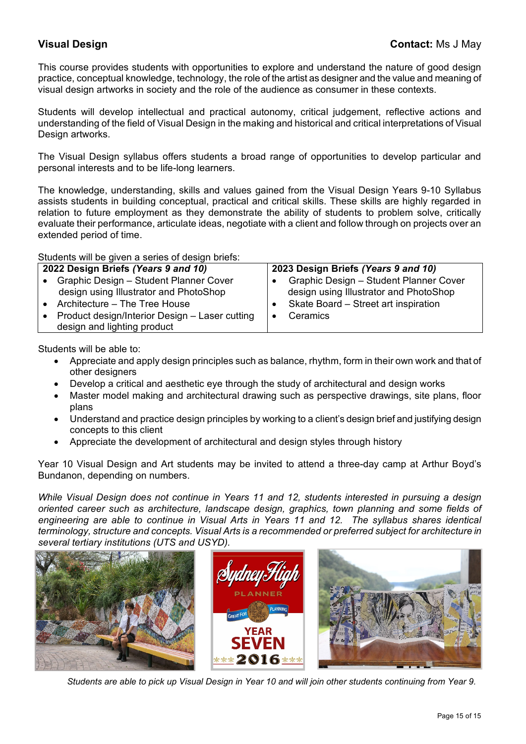## Visual Design

**Contact:** Ms J May

This course provides students with opportunities to explore and understand the nature of good design practice, conceptual knowledge, technology, the role of the artist as designer and the value and meaning of visual design artworks in society and the role of the audience as consumer in these contexts.

Students will develop intellectual and practical autonomy, critical judgement, reflective actions and understanding of the field of Visual Design in the making and historical and critical interpretations of Visual Design artworks.

The Visual Design syllabus offers students a broad range of opportunities to develop particular and personal interests and to be life-long learners.

The knowledge, understanding, skills and values gained from the Visual Design Years 9-10 Syllabus assists students in building conceptual, practical and critical skills. These skills are highly regarded in relation to future employment as they demonstrate the ability of students to problem solve, critically evaluate their performance, articulate ideas, negotiate with a client and follow through on projects over an extended period of time.

Students will be given a series of design briefs:

| **2022 Design Briefs *(Years 9 and 10)*** | **2023 Design Briefs *(Years 9 and 10)*** |
|---|---|
| • Graphic Design – Student Planner Cover design using Illustrator and PhotoShop<br>• Architecture – The Tree House<br>• Product design/Interior Design – Laser cutting design and lighting product | • Graphic Design – Student Planner Cover design using Illustrator and PhotoShop<br>• Skate Board – Street art inspiration<br>• Ceramics |

Students will be able to:

- Appreciate and apply design principles such as balance, rhythm, form in their own work and that of other designers
- Develop a critical and aesthetic eye through the study of architectural and design works
- Master model making and architectural drawing such as perspective drawings, site plans, floor plans
- Understand and practice design principles by working to a client's design brief and justifying design concepts to this client
- Appreciate the development of architectural and design styles through history

Year 10 Visual Design and Art students may be invited to attend a three-day camp at Arthur Boyd's Bundanon, depending on numbers.

*While Visual Design does not continue in Years 11 and 12, students interested in pursuing a design oriented career such as architecture, landscape design, graphics, town planning and some fields of engineering are able to continue in Visual Arts in Years 11 and 12. The syllabus shares identical terminology, structure and concepts. Visual Arts is a recommended or preferred subject for architecture in several tertiary institutions (UTS and USYD).*

*Students are able to pick up Visual Design in Year 10 and will join other students continuing from Year 9.*